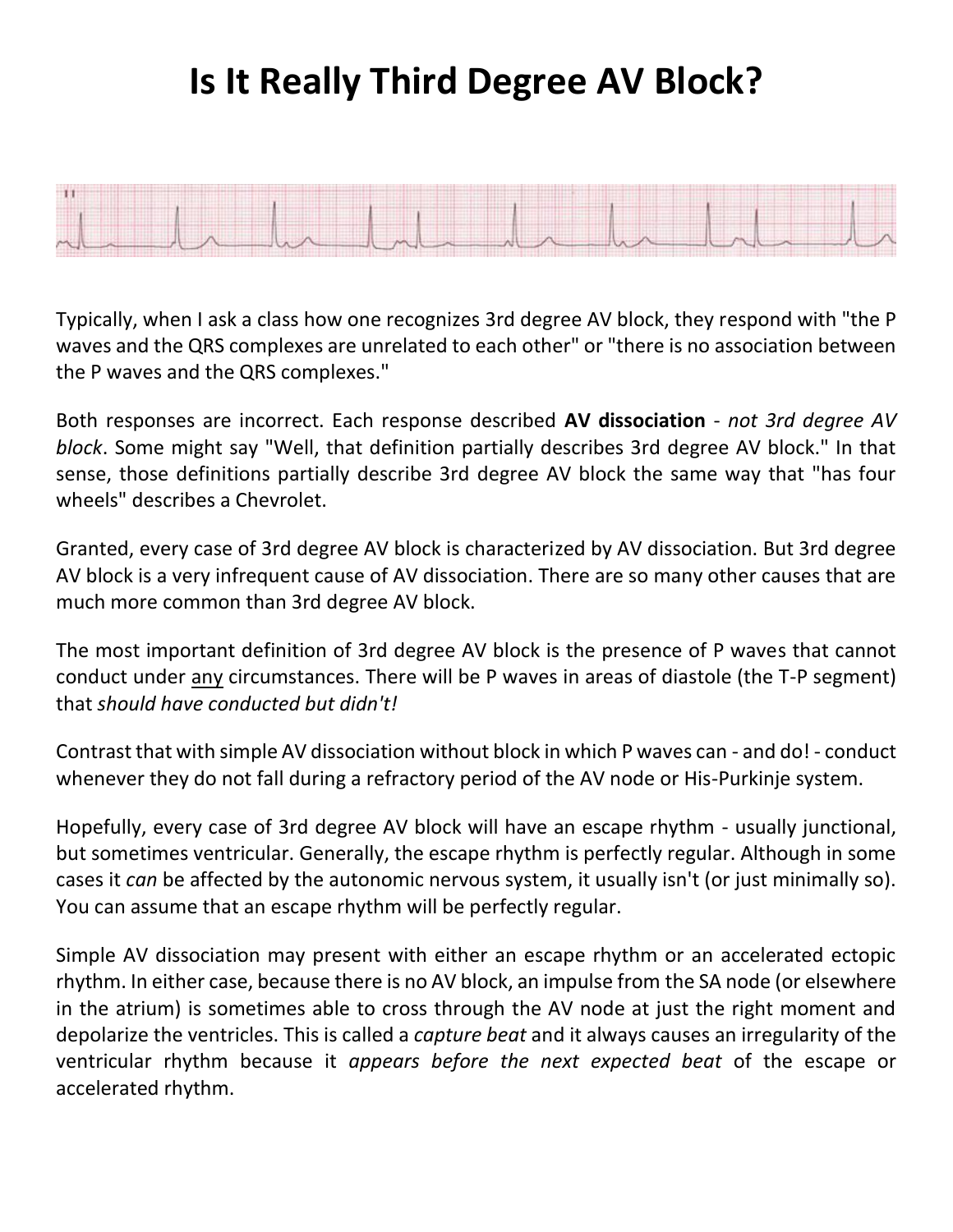# Is It Really Third Degree AV Block?

Typically, when I ask a class how one recognizes 3rd degree AV block, they respond with "the P waves and the QRS complexes are unrelated to each other" or "there is no association between the P waves and the QRS complexes."

Both responses are incorrect. Each response described **AV dissociation** - *not 3rd degree AV block*. Some might say "Well, that definition partially describes 3rd degree AV block." In that sense, those definitions partially describe 3rd degree AV block the same way that "has four wheels" describes a Chevrolet.

Granted, every case of 3rd degree AV block is characterized by AV dissociation. But 3rd degree AV block is a very infrequent cause of AV dissociation. There are so many other causes that are much more common than 3rd degree AV block.

The most important definition of 3rd degree AV block is the presence of P waves that cannot conduct under <u>any</u> circumstances. There will be P waves in areas of diastole (the T-P segment) that *should have conducted but didn't!*

Contrast that with simple AV dissociation without block in which P waves can - and do! - conduct whenever they do not fall during a refractory period of the AV node or His-Purkinje system.

Hopefully, every case of 3rd degree AV block will have an escape rhythm - usually junctional, but sometimes ventricular. Generally, the escape rhythm is perfectly regular. Although in some cases it *can* be affected by the autonomic nervous system, it usually isn't (or just minimally so). You can assume that an escape rhythm will be perfectly regular.

Simple AV dissociation may present with either an escape rhythm or an accelerated ectopic rhythm. In either case, because there is no AV block, an impulse from the SA node (or elsewhere in the atrium) is sometimes able to cross through the AV node at just the right moment and depolarize the ventricles. This is called a *capture beat* and it always causes an irregularity of the ventricular rhythm because it *appears before the next expected beat* of the escape or accelerated rhythm.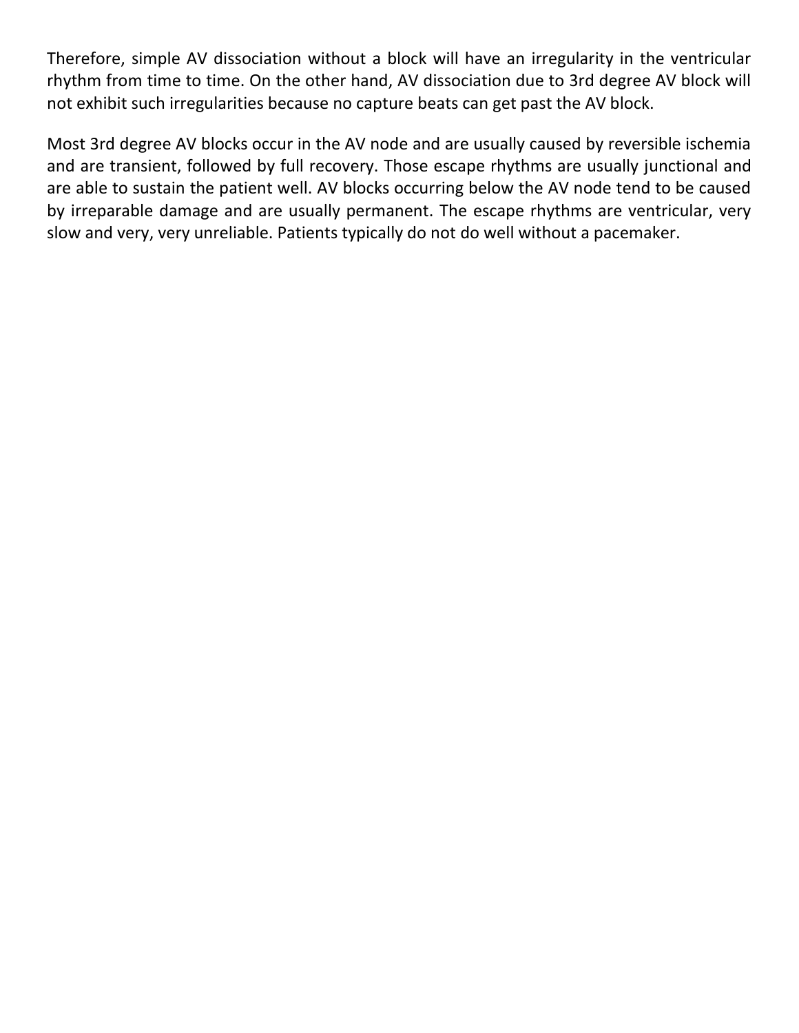Therefore, simple AV dissociation without a block will have an irregularity in the ventricular rhythm from time to time. On the other hand, AV dissociation due to 3rd degree AV block will not exhibit such irregularities because no capture beats can get past the AV block.

Most 3rd degree AV blocks occur in the AV node and are usually caused by reversible ischemia and are transient, followed by full recovery. Those escape rhythms are usually junctional and are able to sustain the patient well. AV blocks occurring below the AV node tend to be caused by irreparable damage and are usually permanent. The escape rhythms are ventricular, very slow and very, very unreliable. Patients typically do not do well without a pacemaker.